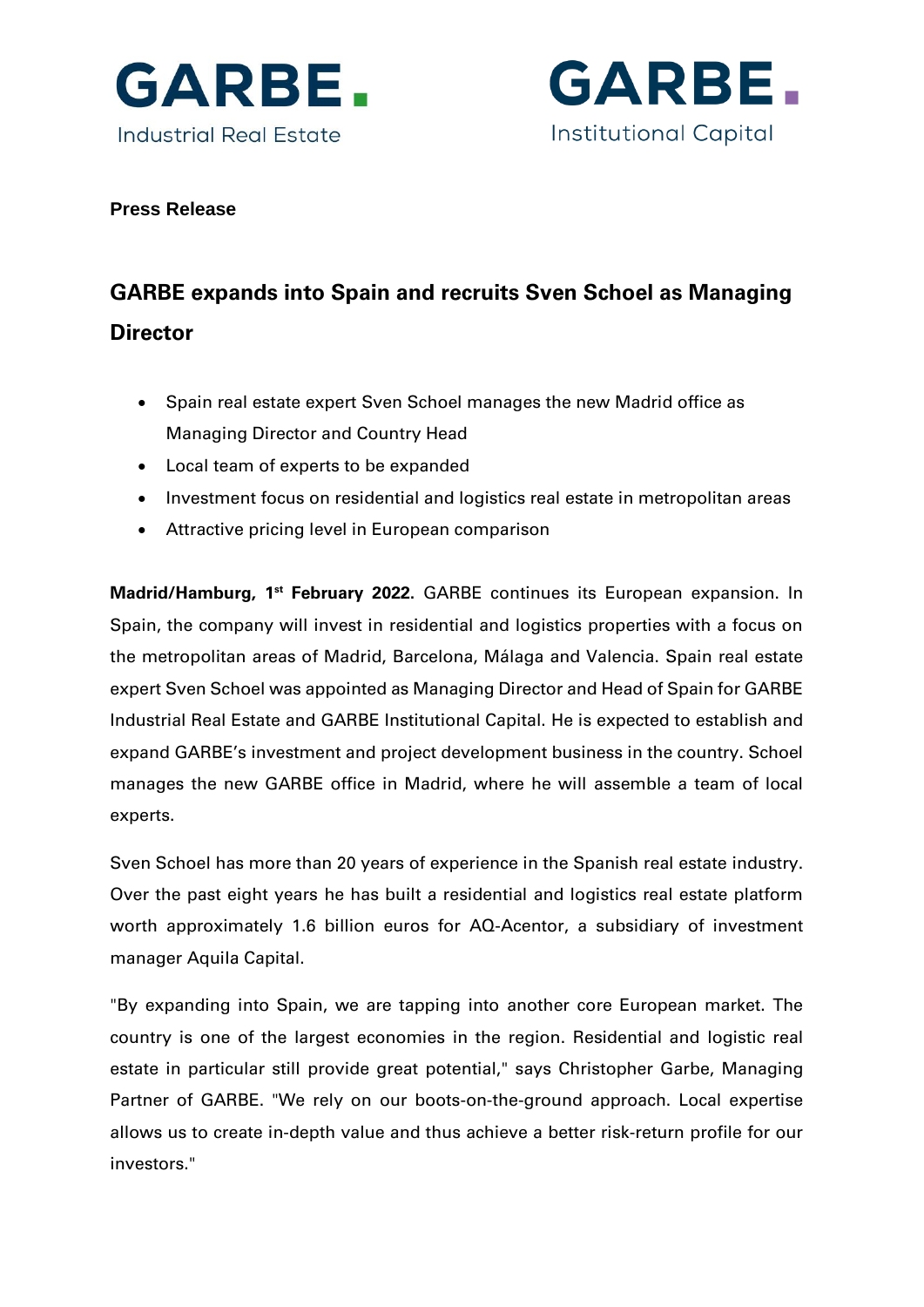GARBE.
Industrial Real Estate

GARBE.
Institutional Capital

**Press Release**

# GARBE expands into Spain and recruits Sven Schoel as Managing Director

- Spain real estate expert Sven Schoel manages the new Madrid office as Managing Director and Country Head
- Local team of experts to be expanded
- Investment focus on residential and logistics real estate in metropolitan areas
- Attractive pricing level in European comparison

**Madrid/Hamburg, 1st February 2022.** GARBE continues its European expansion. In Spain, the company will invest in residential and logistics properties with a focus on the metropolitan areas of Madrid, Barcelona, Málaga and Valencia. Spain real estate expert Sven Schoel was appointed as Managing Director and Head of Spain for GARBE Industrial Real Estate and GARBE Institutional Capital. He is expected to establish and expand GARBE's investment and project development business in the country. Schoel manages the new GARBE office in Madrid, where he will assemble a team of local experts.

Sven Schoel has more than 20 years of experience in the Spanish real estate industry. Over the past eight years he has built a residential and logistics real estate platform worth approximately 1.6 billion euros for AQ-Acentor, a subsidiary of investment manager Aquila Capital.

"By expanding into Spain, we are tapping into another core European market. The country is one of the largest economies in the region. Residential and logistic real estate in particular still provide great potential," says Christopher Garbe, Managing Partner of GARBE. "We rely on our boots-on-the-ground approach. Local expertise allows us to create in-depth value and thus achieve a better risk-return profile for our investors."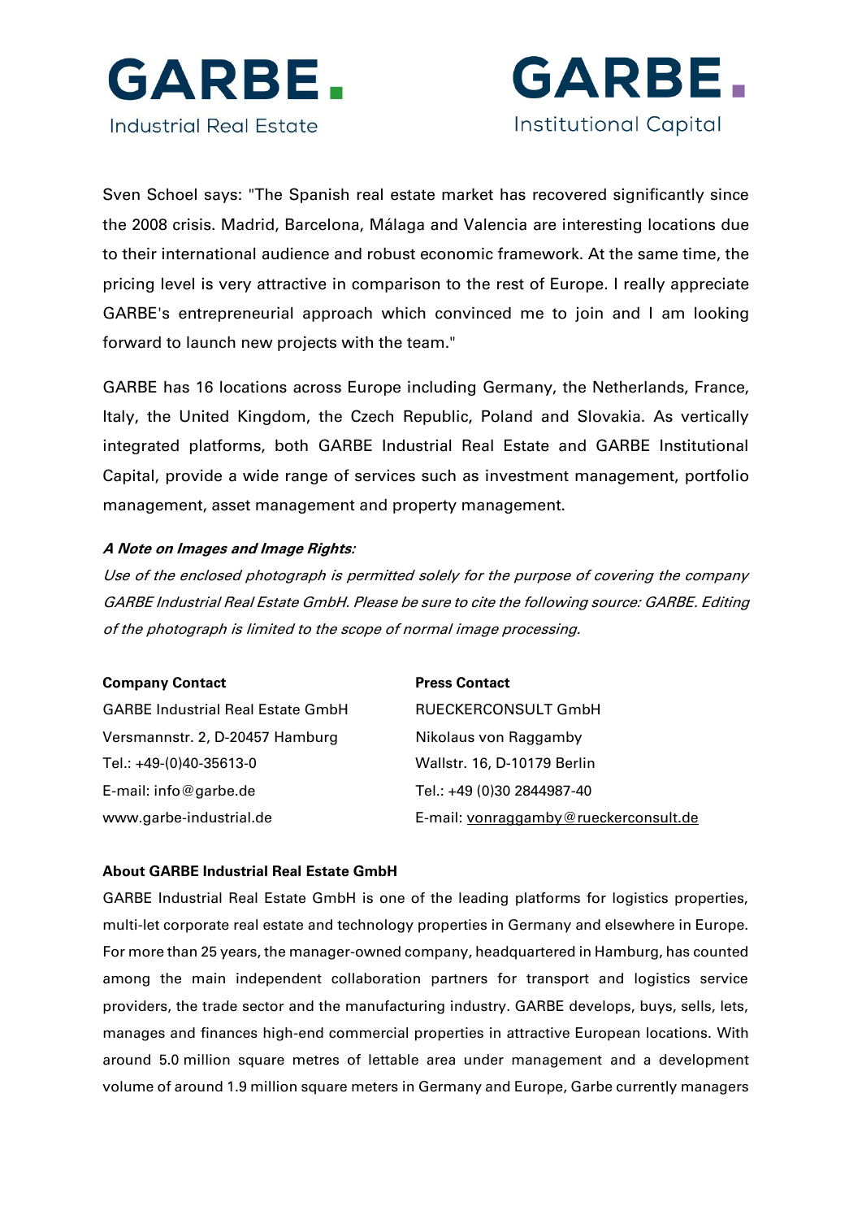Sven Schoel says: "The Spanish real estate market has recovered significantly since the 2008 crisis. Madrid, Barcelona, Málaga and Valencia are interesting locations due to their international audience and robust economic framework. At the same time, the pricing level is very attractive in comparison to the rest of Europe. I really appreciate GARBE's entrepreneurial approach which convinced me to join and I am looking forward to launch new projects with the team."

GARBE has 16 locations across Europe including Germany, the Netherlands, France, Italy, the United Kingdom, the Czech Republic, Poland and Slovakia. As vertically integrated platforms, both GARBE Industrial Real Estate and GARBE Institutional Capital, provide a wide range of services such as investment management, portfolio management, asset management and property management.

***A Note on Images and Image Rights:***

*Use of the enclosed photograph is permitted solely for the purpose of covering the company GARBE Industrial Real Estate GmbH. Please be sure to cite the following source: GARBE. Editing of the photograph is limited to the scope of normal image processing.*

**Company Contact**
GARBE Industrial Real Estate GmbH
Versmannstr. 2, D-20457 Hamburg
Tel.: +49-(0)40-35613-0
E-mail: info@garbe.de
www.garbe-industrial.de

**Press Contact**
RUECKERCONSULT GmbH
Nikolaus von Raggamby
Wallstr. 16, D-10179 Berlin
Tel.: +49 (0)30 2844987-40
E-mail: vonraggamby@rueckerconsult.de

**About GARBE Industrial Real Estate GmbH**

GARBE Industrial Real Estate GmbH is one of the leading platforms for logistics properties, multi-let corporate real estate and technology properties in Germany and elsewhere in Europe. For more than 25 years, the manager-owned company, headquartered in Hamburg, has counted among the main independent collaboration partners for transport and logistics service providers, the trade sector and the manufacturing industry. GARBE develops, buys, sells, lets, manages and finances high-end commercial properties in attractive European locations. With around 5.0 million square metres of lettable area under management and a development volume of around 1.9 million square meters in Germany and Europe, Garbe currently managers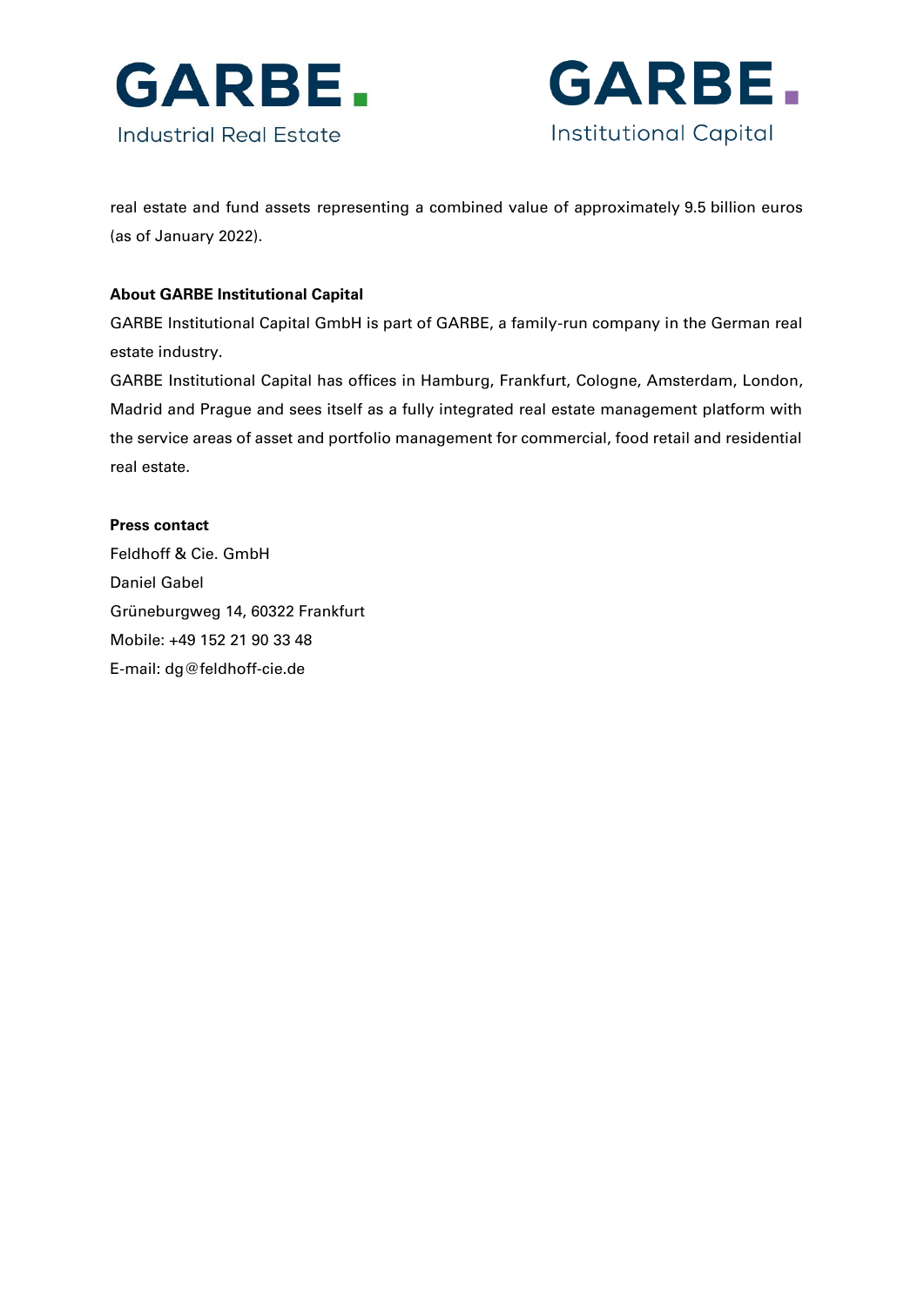real estate and fund assets representing a combined value of approximately 9.5 billion euros (as of January 2022).

**About GARBE Institutional Capital**

GARBE Institutional Capital GmbH is part of GARBE, a family-run company in the German real estate industry.

GARBE Institutional Capital has offices in Hamburg, Frankfurt, Cologne, Amsterdam, London, Madrid and Prague and sees itself as a fully integrated real estate management platform with the service areas of asset and portfolio management for commercial, food retail and residential real estate.

**Press contact**

Feldhoff & Cie. GmbH
Daniel Gabel
Grüneburgweg 14, 60322 Frankfurt
Mobile: +49 152 21 90 33 48
E-mail: dg@feldhoff-cie.de